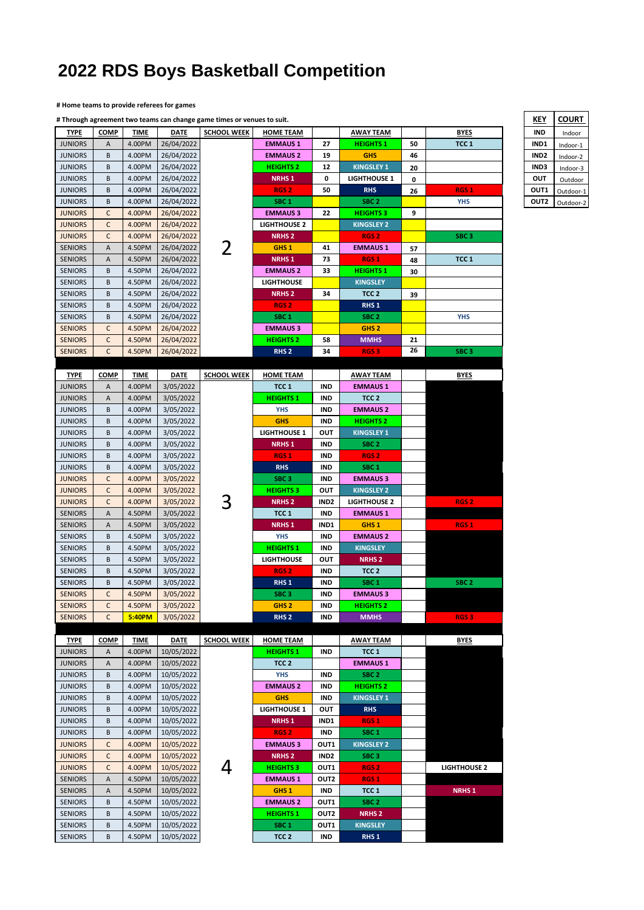# 2022 RDS Boys Basketball Competition

**# Home teams to provide referees for games**

**# Through agreement two teams can change game times or venues to suit.**

| KEY | COURT |
|---|---|
| IND | Indoor |
| IND1 | Indoor-1 |
| IND2 | Indoor-2 |
| IND3 | Indoor-3 |
| OUT | Outdoor |
| OUT1 | Outdoor-1 |
| OUT2 | Outdoor-2 |

| TYPE | COMP | TIME | DATE | SCHOOL WEEK | HOME TEAM | | AWAY TEAM | | BYES |
|---|---|---|---|---|---|---|---|---|---|
| JUNIORS | A | 4.00PM | 26/04/2022 | | EMMAUS 1 | 27 | HEIGHTS 1 | 50 | TCC 1 |
| JUNIORS | B | 4.00PM | 26/04/2022 | | EMMAUS 2 | 19 | GHS | 46 | |
| JUNIORS | B | 4.00PM | 26/04/2022 | | HEIGHTS 2 | 12 | KINGSLEY 1 | 20 | |
| JUNIORS | B | 4.00PM | 26/04/2022 | | NRHS 1 | 0 | LIGHTHOUSE 1 | 0 | |
| JUNIORS | B | 4.00PM | 26/04/2022 | | RGS 2 | 50 | RHS | 26 | RGS 1 |
| JUNIORS | B | 4.00PM | 26/04/2022 | | SBC 1 | | SBC 2 | | YHS |
| JUNIORS | C | 4.00PM | 26/04/2022 | | EMMAUS 3 | 22 | HEIGHTS 3 | 9 | |
| JUNIORS | C | 4.00PM | 26/04/2022 | | LIGHTHOUSE 2 | | KINGSLEY 2 | | |
| JUNIORS | C | 4.00PM | 26/04/2022 | | NRHS 2 | | RGS 2 | | SBC 3 |
| SENIORS | A | 4.50PM | 26/04/2022 | 2 | GHS 1 | 41 | EMMAUS 1 | 57 | |
| SENIORS | A | 4.50PM | 26/04/2022 | | NRHS 1 | 73 | RGS 1 | 48 | TCC 1 |
| SENIORS | B | 4.50PM | 26/04/2022 | | EMMAUS 2 | 33 | HEIGHTS 1 | 30 | |
| SENIORS | B | 4.50PM | 26/04/2022 | | LIGHTHOUSE | | KINGSLEY | | |
| SENIORS | B | 4.50PM | 26/04/2022 | | NRHS 2 | 34 | TCC 2 | 39 | |
| SENIORS | B | 4.50PM | 26/04/2022 | | RGS 2 | | RHS 1 | | |
| SENIORS | B | 4.50PM | 26/04/2022 | | SBC 1 | | SBC 2 | | YHS |
| SENIORS | C | 4.50PM | 26/04/2022 | | EMMAUS 3 | | GHS 2 | | |
| SENIORS | C | 4.50PM | 26/04/2022 | | HEIGHTS 2 | 58 | MMHS | 21 | |
| SENIORS | C | 4.50PM | 26/04/2022 | | RHS 2 | 34 | RGS 3 | 26 | SBC 3 |

| TYPE | COMP | TIME | DATE | SCHOOL WEEK | HOME TEAM | | AWAY TEAM | | BYES |
|---|---|---|---|---|---|---|---|---|---|
| JUNIORS | A | 4.00PM | 3/05/2022 | | TCC 1 | IND | EMMAUS 1 | | |
| JUNIORS | A | 4.00PM | 3/05/2022 | | HEIGHTS 1 | IND | TCC 2 | | |
| JUNIORS | B | 4.00PM | 3/05/2022 | | YHS | IND | EMMAUS 2 | | |
| JUNIORS | B | 4.00PM | 3/05/2022 | | GHS | IND | HEIGHTS 2 | | |
| JUNIORS | B | 4.00PM | 3/05/2022 | | LIGHTHOUSE 1 | OUT | KINGSLEY 1 | | |
| JUNIORS | B | 4.00PM | 3/05/2022 | | NRHS 1 | IND | SBC 2 | | |
| JUNIORS | B | 4.00PM | 3/05/2022 | | RGS 1 | IND | RGS 2 | | |
| JUNIORS | B | 4.00PM | 3/05/2022 | | RHS | IND | SBC 1 | | |
| JUNIORS | C | 4.00PM | 3/05/2022 | | SBC 3 | IND | EMMAUS 3 | | |
| JUNIORS | C | 4.00PM | 3/05/2022 | | HEIGHTS 3 | OUT | KINGSLEY 2 | | |
| JUNIORS | C | 4.00PM | 3/05/2022 | 3 | NRHS 2 | IND2 | LIGHTHOUSE 2 | | RGS 2 |
| SENIORS | A | 4.50PM | 3/05/2022 | | TCC 1 | IND | EMMAUS 1 | | |
| SENIORS | A | 4.50PM | 3/05/2022 | | NRHS 1 | IND1 | GHS 1 | | RGS 1 |
| SENIORS | B | 4.50PM | 3/05/2022 | | YHS | IND | EMMAUS 2 | | |
| SENIORS | B | 4.50PM | 3/05/2022 | | HEIGHTS 1 | IND | KINGSLEY | | |
| SENIORS | B | 4.50PM | 3/05/2022 | | LIGHTHOUSE | OUT | NRHS 2 | | |
| SENIORS | B | 4.50PM | 3/05/2022 | | RGS 2 | IND | TCC 2 | | |
| SENIORS | B | 4.50PM | 3/05/2022 | | RHS 1 | IND | SBC 1 | | SBC 2 |
| SENIORS | C | 4.50PM | 3/05/2022 | | SBC 3 | IND | EMMAUS 3 | | |
| SENIORS | C | 4.50PM | 3/05/2022 | | GHS 2 | IND | HEIGHTS 2 | | |
| SENIORS | C | 5:40PM | 3/05/2022 | | RHS 2 | IND | MMHS | | RGS 3 |

| TYPE | COMP | TIME | DATE | SCHOOL WEEK | HOME TEAM | | AWAY TEAM | | BYES |
|---|---|---|---|---|---|---|---|---|---|
| JUNIORS | A | 4.00PM | 10/05/2022 | | HEIGHTS 1 | IND | TCC 1 | | |
| JUNIORS | A | 4.00PM | 10/05/2022 | | TCC 2 | | EMMAUS 1 | | |
| JUNIORS | B | 4.00PM | 10/05/2022 | | YHS | IND | SBC 2 | | |
| JUNIORS | B | 4.00PM | 10/05/2022 | | EMMAUS 2 | IND | HEIGHTS 2 | | |
| JUNIORS | B | 4.00PM | 10/05/2022 | | GHS | IND | KINGSLEY 1 | | |
| JUNIORS | B | 4.00PM | 10/05/2022 | | LIGHTHOUSE 1 | OUT | RHS | | |
| JUNIORS | B | 4.00PM | 10/05/2022 | | NRHS 1 | IND1 | RGS 1 | | |
| JUNIORS | B | 4.00PM | 10/05/2022 | | RGS 2 | IND | SBC 1 | | |
| JUNIORS | C | 4.00PM | 10/05/2022 | | EMMAUS 3 | OUT1 | KINGSLEY 2 | | |
| JUNIORS | C | 4.00PM | 10/05/2022 | | NRHS 2 | IND2 | SBC 3 | | |
| JUNIORS | C | 4.00PM | 10/05/2022 | 4 | HEIGHTS 3 | OUT1 | RGS 2 | | LIGHTHOUSE 2 |
| SENIORS | A | 4.50PM | 10/05/2022 | | EMMAUS 1 | OUT2 | RGS 1 | | |
| SENIORS | A | 4.50PM | 10/05/2022 | | GHS 1 | IND | TCC 1 | | NRHS 1 |
| SENIORS | B | 4.50PM | 10/05/2022 | | EMMAUS 2 | OUT1 | SBC 2 | | |
| SENIORS | B | 4.50PM | 10/05/2022 | | HEIGHTS 1 | OUT2 | NRHS 2 | | |
| SENIORS | B | 4.50PM | 10/05/2022 | | SBC 1 | OUT1 | KINGSLEY | | |
| SENIORS | B | 4.50PM | 10/05/2022 | | TCC 2 | IND | RHS 1 | | |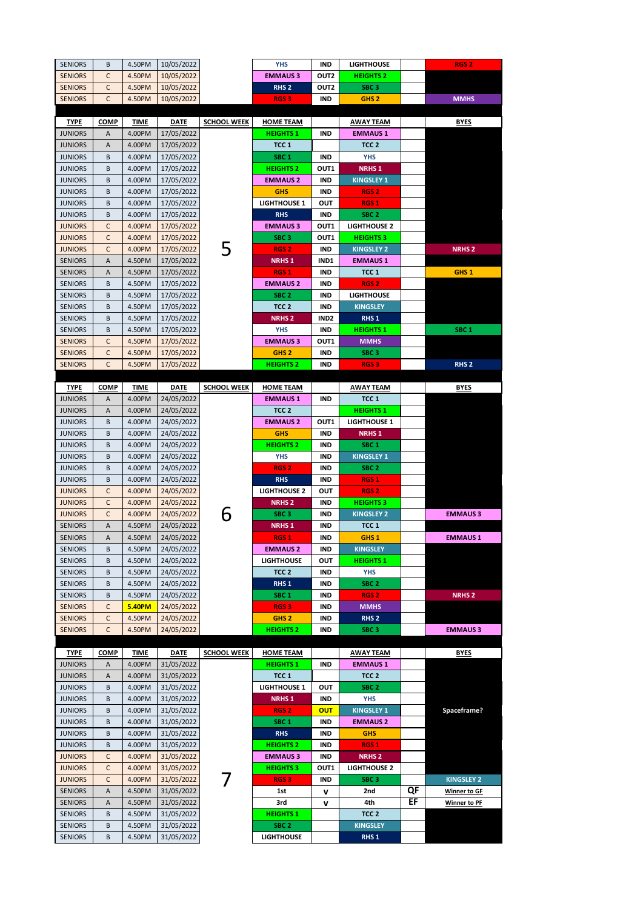| | | | | | | | | | |
|---|---|---|---|---|---|---|---|---|---|
| SENIORS | B | 4.50PM | 10/05/2022 | | YHS | IND | LIGHTHOUSE | | RGS 2 |
| SENIORS | C | 4.50PM | 10/05/2022 | | EMMAUS 3 | OUT2 | HEIGHTS 2 | | |
| SENIORS | C | 4.50PM | 10/05/2022 | | RHS 2 | OUT2 | SBC 3 | | |
| SENIORS | C | 4.50PM | 10/05/2022 | | RGS 3 | IND | GHS 2 | | MMHS |

| TYPE | COMP | TIME | DATE | SCHOOL WEEK | HOME TEAM | | AWAY TEAM | | BYES |
|---|---|---|---|---|---|---|---|---|---|
| JUNIORS | A | 4.00PM | 17/05/2022 | | HEIGHTS 1 | IND | EMMAUS 1 | | |
| JUNIORS | A | 4.00PM | 17/05/2022 | | TCC 1 | | TCC 2 | | |
| JUNIORS | B | 4.00PM | 17/05/2022 | | SBC 1 | IND | YHS | | |
| JUNIORS | B | 4.00PM | 17/05/2022 | | HEIGHTS 2 | OUT1 | NRHS 1 | | |
| JUNIORS | B | 4.00PM | 17/05/2022 | | EMMAUS 2 | IND | KINGSLEY 1 | | |
| JUNIORS | B | 4.00PM | 17/05/2022 | | GHS | IND | RGS 2 | | |
| JUNIORS | B | 4.00PM | 17/05/2022 | | LIGHTHOUSE 1 | OUT | RGS 1 | | |
| JUNIORS | B | 4.00PM | 17/05/2022 | | RHS | IND | SBC 2 | | |
| JUNIORS | C | 4.00PM | 17/05/2022 | | EMMAUS 3 | OUT1 | LIGHTHOUSE 2 | | |
| JUNIORS | C | 4.00PM | 17/05/2022 | | SBC 3 | OUT1 | HEIGHTS 3 | | |
| JUNIORS | C | 4.00PM | 17/05/2022 | 5 | RGS 2 | IND | KINGSLEY 2 | | NRHS 2 |
| SENIORS | A | 4.50PM | 17/05/2022 | | NRHS 1 | IND1 | EMMAUS 1 | | |
| SENIORS | A | 4.50PM | 17/05/2022 | | RGS 1 | IND | TCC 1 | | GHS 1 |
| SENIORS | B | 4.50PM | 17/05/2022 | | EMMAUS 2 | IND | RGS 2 | | |
| SENIORS | B | 4.50PM | 17/05/2022 | | SBC 2 | IND | LIGHTHOUSE | | |
| SENIORS | B | 4.50PM | 17/05/2022 | | TCC 2 | IND | KINGSLEY | | |
| SENIORS | B | 4.50PM | 17/05/2022 | | NRHS 2 | IND2 | RHS 1 | | |
| SENIORS | B | 4.50PM | 17/05/2022 | | YHS | IND | HEIGHTS 1 | | SBC 1 |
| SENIORS | C | 4.50PM | 17/05/2022 | | EMMAUS 3 | OUT1 | MMHS | | |
| SENIORS | C | 4.50PM | 17/05/2022 | | GHS 2 | IND | SBC 3 | | |
| SENIORS | C | 4.50PM | 17/05/2022 | | HEIGHTS 2 | IND | RGS 3 | | RHS 2 |

| TYPE | COMP | TIME | DATE | SCHOOL WEEK | HOME TEAM | | AWAY TEAM | | BYES |
|---|---|---|---|---|---|---|---|---|---|
| JUNIORS | A | 4.00PM | 24/05/2022 | | EMMAUS 1 | IND | TCC 1 | | |
| JUNIORS | A | 4.00PM | 24/05/2022 | | TCC 2 | | HEIGHTS 1 | | |
| JUNIORS | B | 4.00PM | 24/05/2022 | | EMMAUS 2 | OUT1 | LIGHTHOUSE 1 | | |
| JUNIORS | B | 4.00PM | 24/05/2022 | | GHS | IND | NRHS 1 | | |
| JUNIORS | B | 4.00PM | 24/05/2022 | | HEIGHTS 2 | IND | SBC 1 | | |
| JUNIORS | B | 4.00PM | 24/05/2022 | | YHS | IND | KINGSLEY 1 | | |
| JUNIORS | B | 4.00PM | 24/05/2022 | | RGS 2 | IND | SBC 2 | | |
| JUNIORS | B | 4.00PM | 24/05/2022 | | RHS | IND | RGS 1 | | |
| JUNIORS | C | 4.00PM | 24/05/2022 | | LIGHTHOUSE 2 | OUT | RGS 2 | | |
| JUNIORS | C | 4.00PM | 24/05/2022 | | NRHS 2 | IND | HEIGHTS 3 | | |
| JUNIORS | C | 4.00PM | 24/05/2022 | 6 | SBC 3 | IND | KINGSLEY 2 | | EMMAUS 3 |
| SENIORS | A | 4.50PM | 24/05/2022 | | NRHS 1 | IND | TCC 1 | | |
| SENIORS | A | 4.50PM | 24/05/2022 | | RGS 1 | IND | GHS 1 | | EMMAUS 1 |
| SENIORS | B | 4.50PM | 24/05/2022 | | EMMAUS 2 | IND | KINGSLEY | | |
| SENIORS | B | 4.50PM | 24/05/2022 | | LIGHTHOUSE | OUT | HEIGHTS 1 | | |
| SENIORS | B | 4.50PM | 24/05/2022 | | TCC 2 | IND | YHS | | |
| SENIORS | B | 4.50PM | 24/05/2022 | | RHS 1 | IND | SBC 2 | | |
| SENIORS | B | 4.50PM | 24/05/2022 | | SBC 1 | IND | RGS 2 | | NRHS 2 |
| SENIORS | C | 5.40PM | 24/05/2022 | | RGS 3 | IND | MMHS | | |
| SENIORS | C | 4.50PM | 24/05/2022 | | GHS 2 | IND | RHS 2 | | |
| SENIORS | C | 4.50PM | 24/05/2022 | | HEIGHTS 2 | IND | SBC 3 | | EMMAUS 3 |

| TYPE | COMP | TIME | DATE | SCHOOL WEEK | HOME TEAM | | AWAY TEAM | | BYES |
|---|---|---|---|---|---|---|---|---|---|
| JUNIORS | A | 4.00PM | 31/05/2022 | | HEIGHTS 1 | IND | EMMAUS 1 | | |
| JUNIORS | A | 4.00PM | 31/05/2022 | | TCC 1 | | TCC 2 | | |
| JUNIORS | B | 4.00PM | 31/05/2022 | | LIGHTHOUSE 1 | OUT | SBC 2 | | |
| JUNIORS | B | 4.00PM | 31/05/2022 | | NRHS 1 | IND | YHS | | |
| JUNIORS | B | 4.00PM | 31/05/2022 | | RGS 2 | OUT | KINGSLEY 1 | | Spaceframe? |
| JUNIORS | B | 4.00PM | 31/05/2022 | | SBC 1 | IND | EMMAUS 2 | | |
| JUNIORS | B | 4.00PM | 31/05/2022 | | RHS | IND | GHS | | |
| JUNIORS | B | 4.00PM | 31/05/2022 | | HEIGHTS 2 | IND | RGS 1 | | |
| JUNIORS | C | 4.00PM | 31/05/2022 | | EMMAUS 3 | IND | NRHS 2 | | |
| JUNIORS | C | 4.00PM | 31/05/2022 | | HEIGHTS 3 | OUT1 | LIGHTHOUSE 2 | | |
| JUNIORS | C | 4.00PM | 31/05/2022 | 7 | RGS 3 | IND | SBC 3 | | KINGSLEY 2 |
| SENIORS | A | 4.50PM | 31/05/2022 | | 1st | v | 2nd | QF | Winner to GF |
| SENIORS | A | 4.50PM | 31/05/2022 | | 3rd | v | 4th | EF | Winner to PF |
| SENIORS | B | 4.50PM | 31/05/2022 | | HEIGHTS 1 | | TCC 2 | | |
| SENIORS | B | 4.50PM | 31/05/2022 | | SBC 2 | | KINGSLEY | | |
| SENIORS | B | 4.50PM | 31/05/2022 | | LIGHTHOUSE | | RHS 1 | | |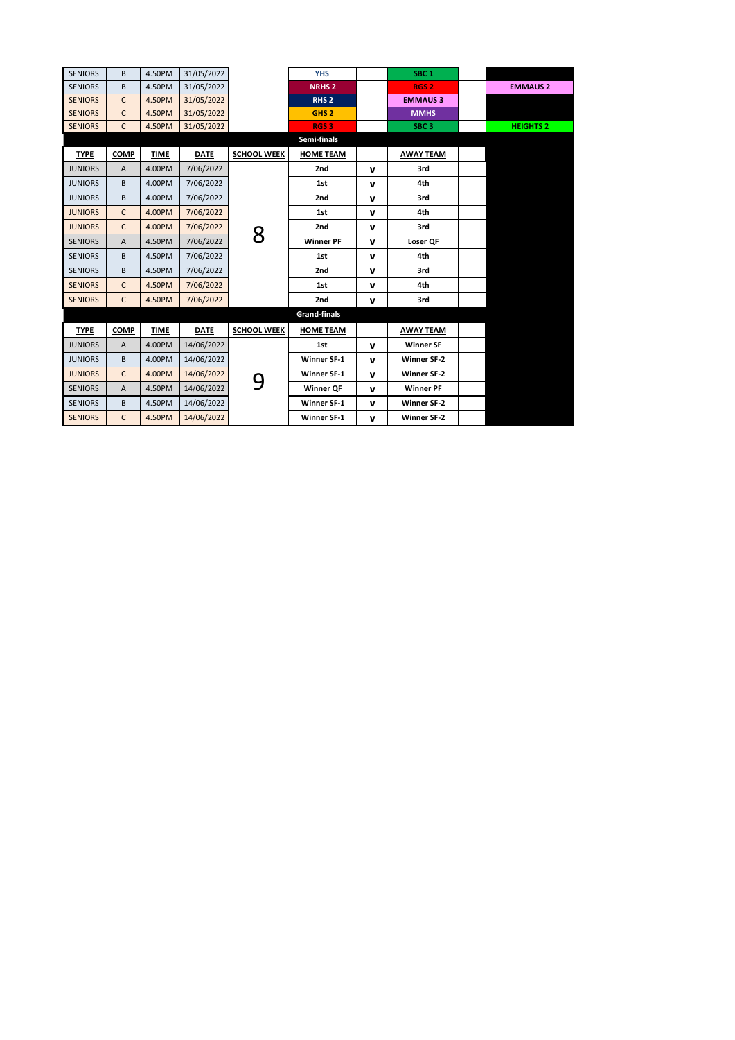| | | | | | | | | | |
|---|---|---|---|---|---|---|---|---|---|
| SENIORS | B | 4.50PM | 31/05/2022 | | YHS | | SBC 1 | | |
| SENIORS | B | 4.50PM | 31/05/2022 | | NRHS 2 | | RGS 2 | | EMMAUS 2 |
| SENIORS | C | 4.50PM | 31/05/2022 | | RHS 2 | | EMMAUS 3 | | |
| SENIORS | C | 4.50PM | 31/05/2022 | | GHS 2 | | MMHS | | |
| SENIORS | C | 4.50PM | 31/05/2022 | | RGS 3 | | SBC 3 | | HEIGHTS 2 |

## Semi-finals

| TYPE | COMP | TIME | DATE | SCHOOL WEEK | HOME TEAM | | AWAY TEAM | |
|---|---|---|---|---|---|---|---|---|
| JUNIORS | A | 4.00PM | 7/06/2022 | 8 | 2nd | v | 3rd | |
| JUNIORS | B | 4.00PM | 7/06/2022 | | 1st | v | 4th | |
| JUNIORS | B | 4.00PM | 7/06/2022 | | 2nd | v | 3rd | |
| JUNIORS | C | 4.00PM | 7/06/2022 | | 1st | v | 4th | |
| JUNIORS | C | 4.00PM | 7/06/2022 | | 2nd | v | 3rd | |
| SENIORS | A | 4.50PM | 7/06/2022 | | Winner PF | v | Loser QF | |
| SENIORS | B | 4.50PM | 7/06/2022 | | 1st | v | 4th | |
| SENIORS | B | 4.50PM | 7/06/2022 | | 2nd | v | 3rd | |
| SENIORS | C | 4.50PM | 7/06/2022 | | 1st | v | 4th | |
| SENIORS | C | 4.50PM | 7/06/2022 | | 2nd | v | 3rd | |

## Grand-finals

| TYPE | COMP | TIME | DATE | SCHOOL WEEK | HOME TEAM | | AWAY TEAM | |
|---|---|---|---|---|---|---|---|---|
| JUNIORS | A | 4.00PM | 14/06/2022 | 9 | 1st | v | Winner SF | |
| JUNIORS | B | 4.00PM | 14/06/2022 | | Winner SF-1 | v | Winner SF-2 | |
| JUNIORS | C | 4.00PM | 14/06/2022 | | Winner SF-1 | v | Winner SF-2 | |
| SENIORS | A | 4.50PM | 14/06/2022 | | Winner QF | v | Winner PF | |
| SENIORS | B | 4.50PM | 14/06/2022 | | Winner SF-1 | v | Winner SF-2 | |
| SENIORS | C | 4.50PM | 14/06/2022 | | Winner SF-1 | v | Winner SF-2 | |